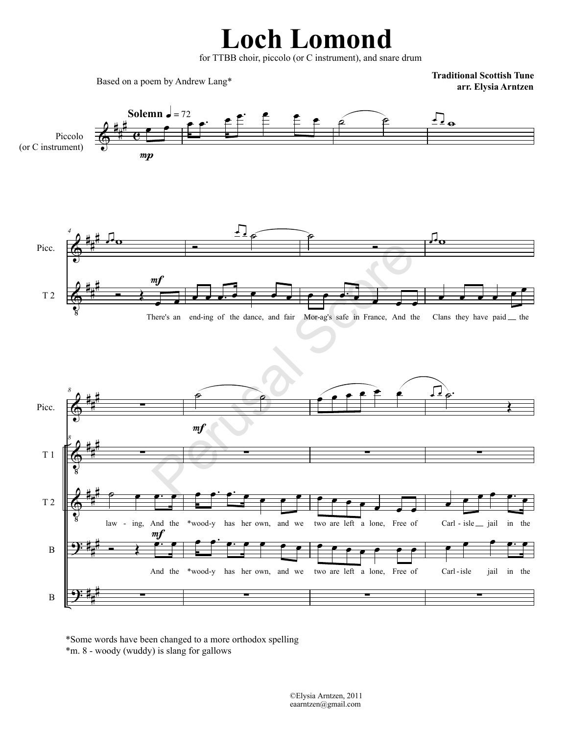# Loch Lomond

for TTBB choir, piccolo (or C instrument), and snare drum

Based on a poem by Andrew Lang*

**Traditional Scottish Tune**
**arr. Elysia Arntzen**

There's an ending of the dance, and fair Morag's safe in France, And the Clans they have paid the law - ing, And the *wood-y has her own, and we two are left a lone, Free of Carl - isle jail in the

*Some words have been changed to a more orthodox spelling
*m. 8 - woody (wuddy) is slang for gallows

©Elysia Arntzen, 2011
eaarntzen@gmail.com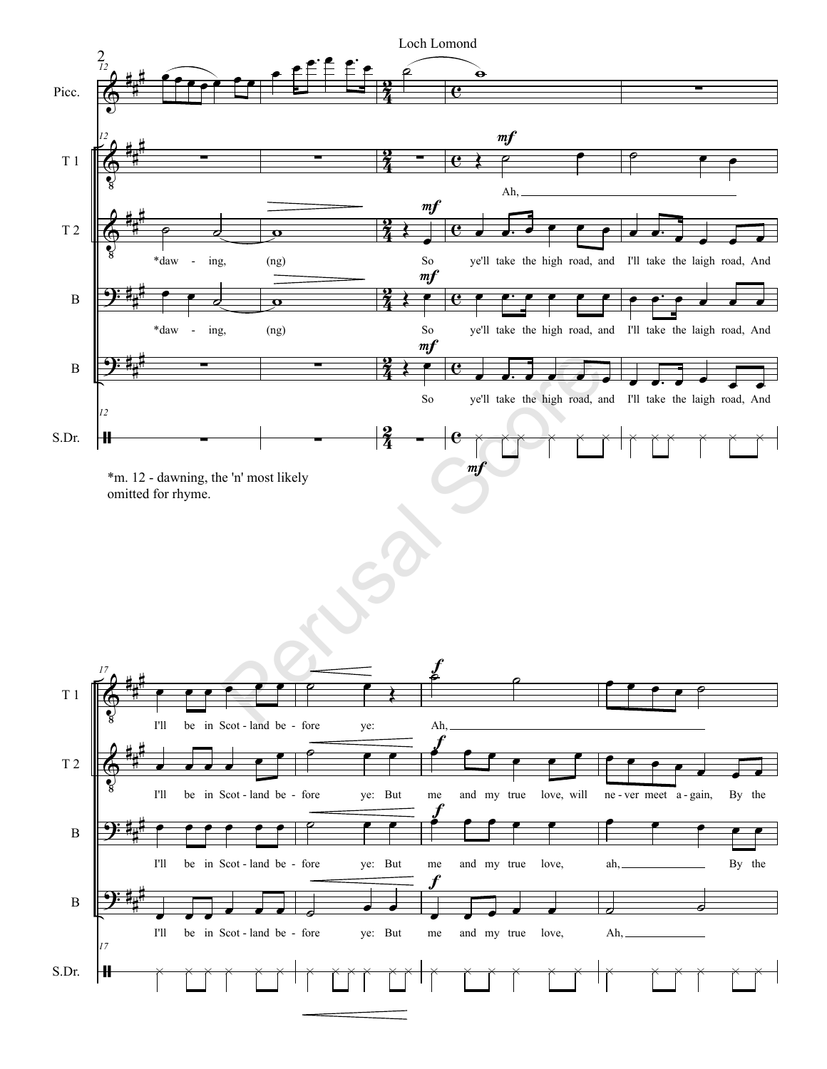Loch Lomond

*m. 12 - dawning, the 'n' most likely omitted for rhyme.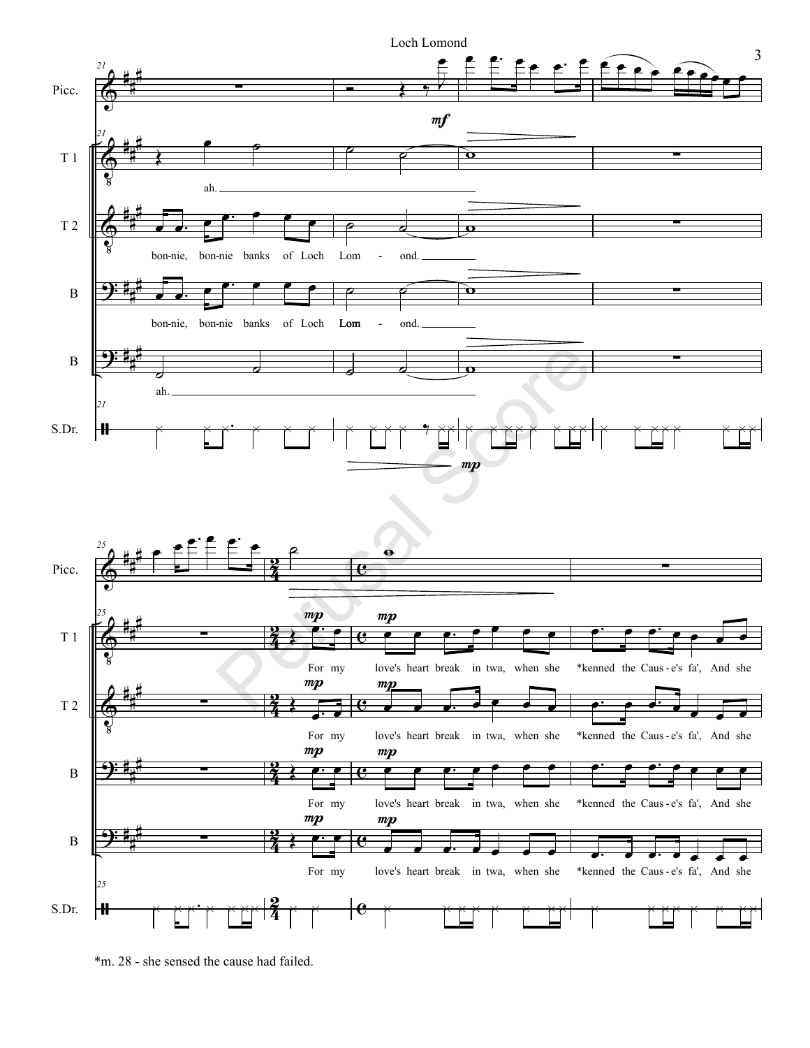*m. 28 - she sensed the cause had failed.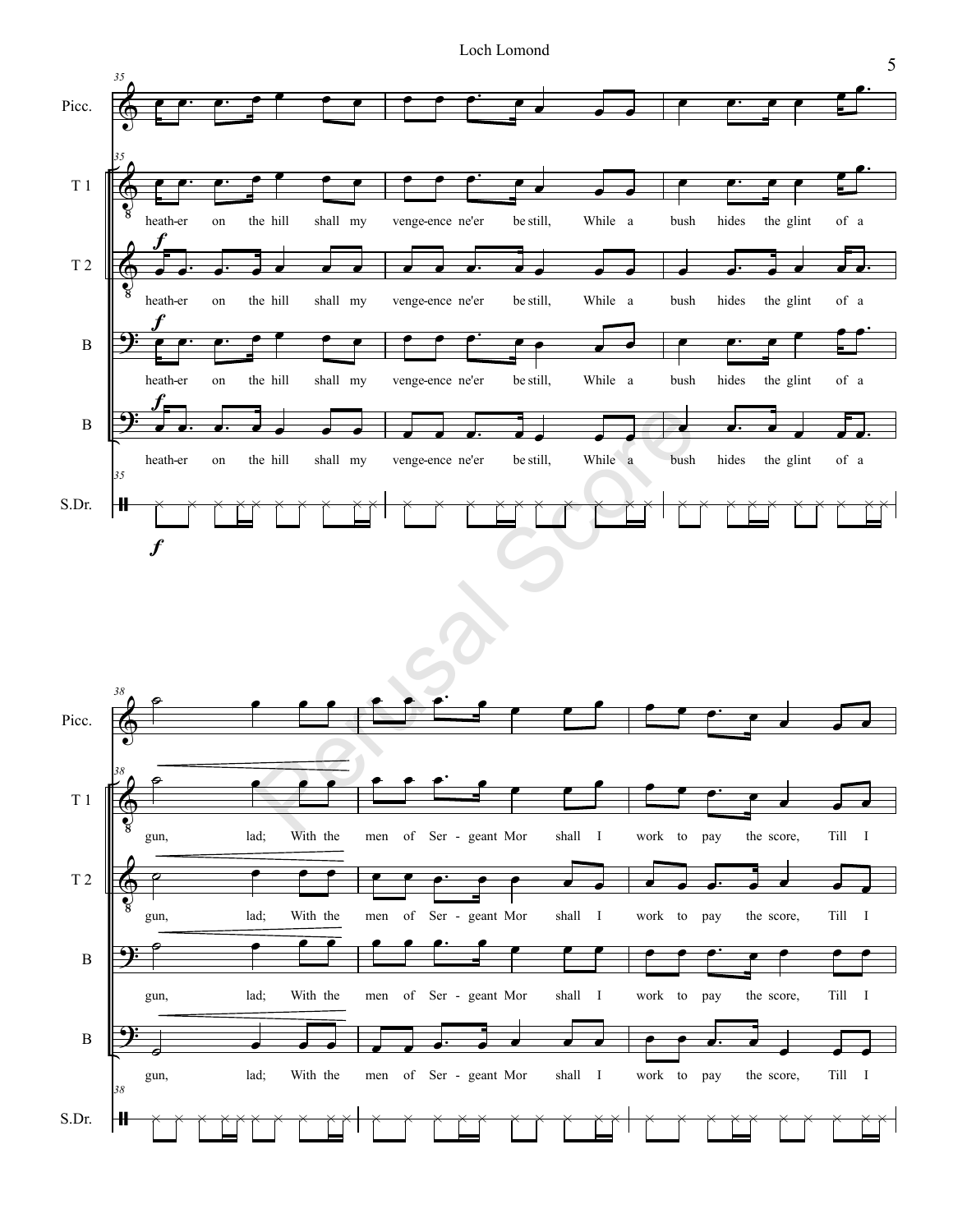heath-er on the hill shall my venge-ence ne'er be still, While a bush hides the glint of a gun, lad; With the men of Ser - geant Mor shall I work to pay the score, Till I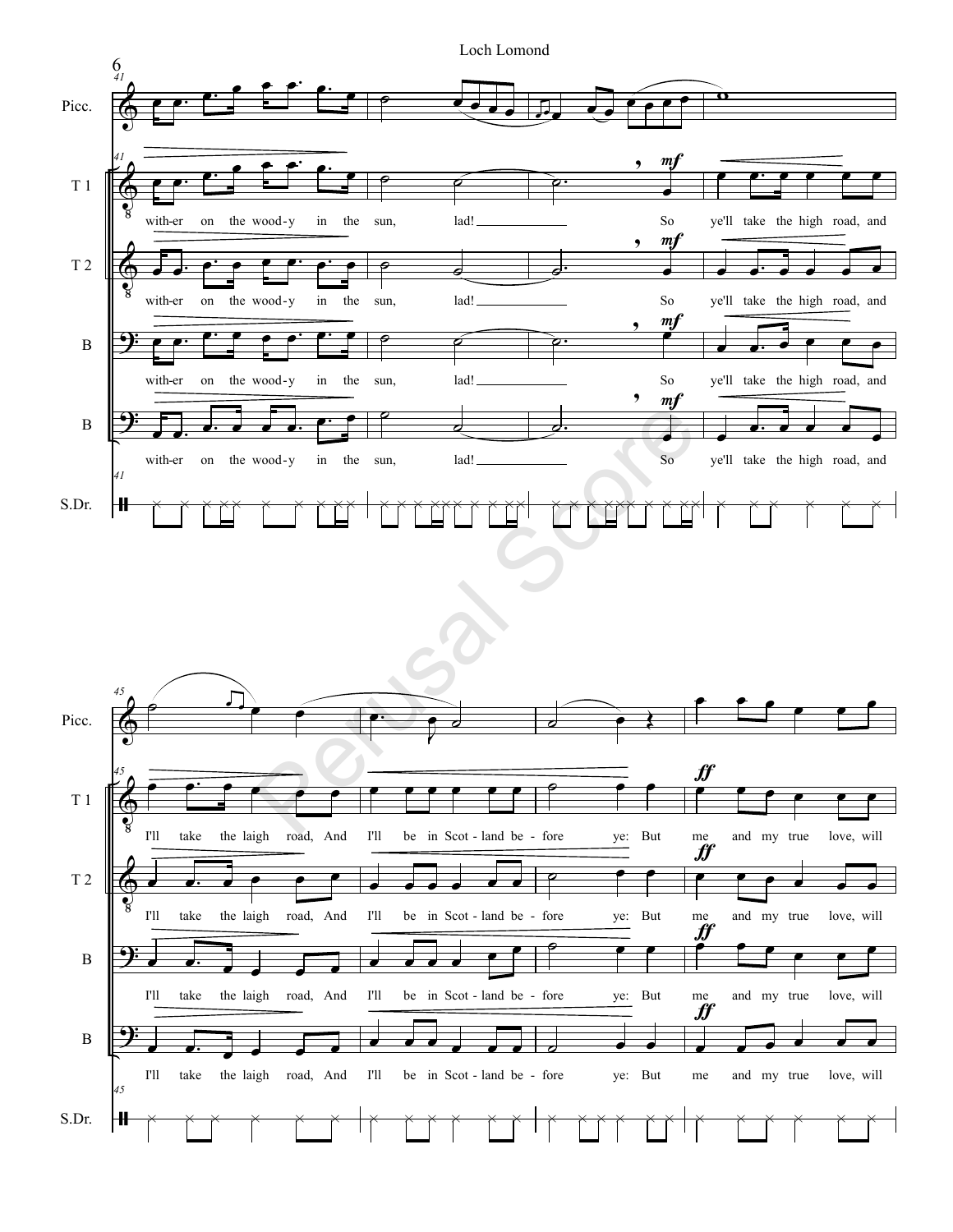Picc.

T 1

T 2

B

B

S.Dr.

with-er on the wood-y in the sun, lad! So ye'll take the high road, and

with-er on the wood-y in the sun, lad! So ye'll take the high road, and

with-er on the wood-y in the sun, lad! So ye'll take the high road, and

with-er on the wood-y in the sun, lad! So ye'll take the high road, and

I'll take the laigh road, And I'll be in Scot - land be - fore ye: But me and my true love, will

I'll take the laigh road, And I'll be in Scot - land be - fore ye: But me and my true love, will

I'll take the laigh road, And I'll be in Scot - land be - fore ye: But me and my true love, will

I'll take the laigh road, And I'll be in Scot - land be - fore ye: But me and my true love, will

Perusal Score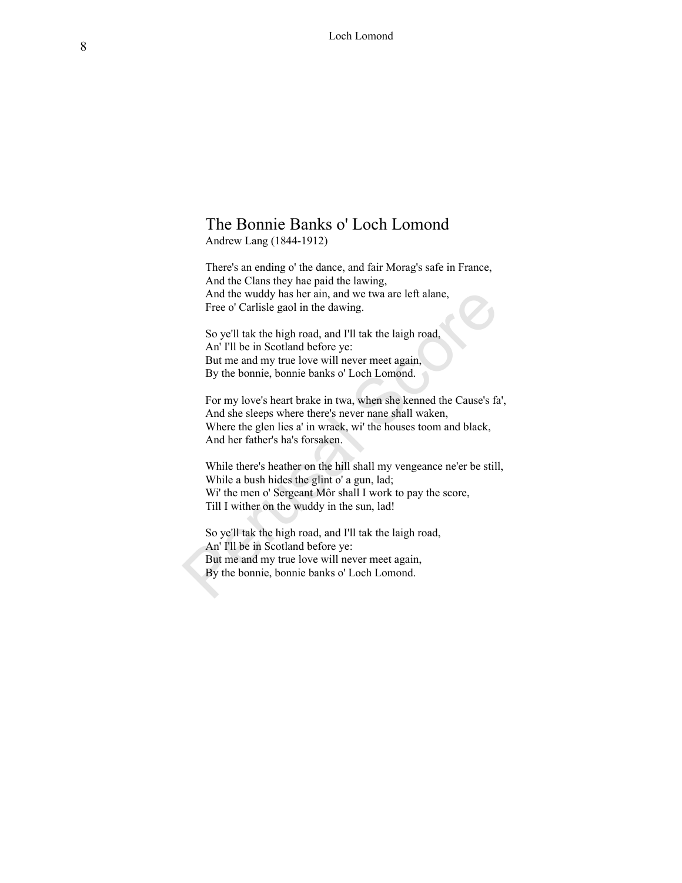# The Bonnie Banks o' Loch Lomond

Andrew Lang (1844-1912)

There's an ending o' the dance, and fair Morag's safe in France,
And the Clans they hae paid the lawing,
And the wuddy has her ain, and we twa are left alane,
Free o' Carlisle gaol in the dawing.

So ye'll tak the high road, and I'll tak the laigh road,
An' I'll be in Scotland before ye:
But me and my true love will never meet again,
By the bonnie, bonnie banks o' Loch Lomond.

For my love's heart brake in twa, when she kenned the Cause's fa',
And she sleeps where there's never nane shall waken,
Where the glen lies a' in wrack, wi' the houses toom and black,
And her father's ha's forsaken.

While there's heather on the hill shall my vengeance ne'er be still,
While a bush hides the glint o' a gun, lad;
Wi' the men o' Sergeant Môr shall I work to pay the score,
Till I wither on the wuddy in the sun, lad!

So ye'll tak the high road, and I'll tak the laigh road,
An' I'll be in Scotland before ye:
But me and my true love will never meet again,
By the bonnie, bonnie banks o' Loch Lomond.